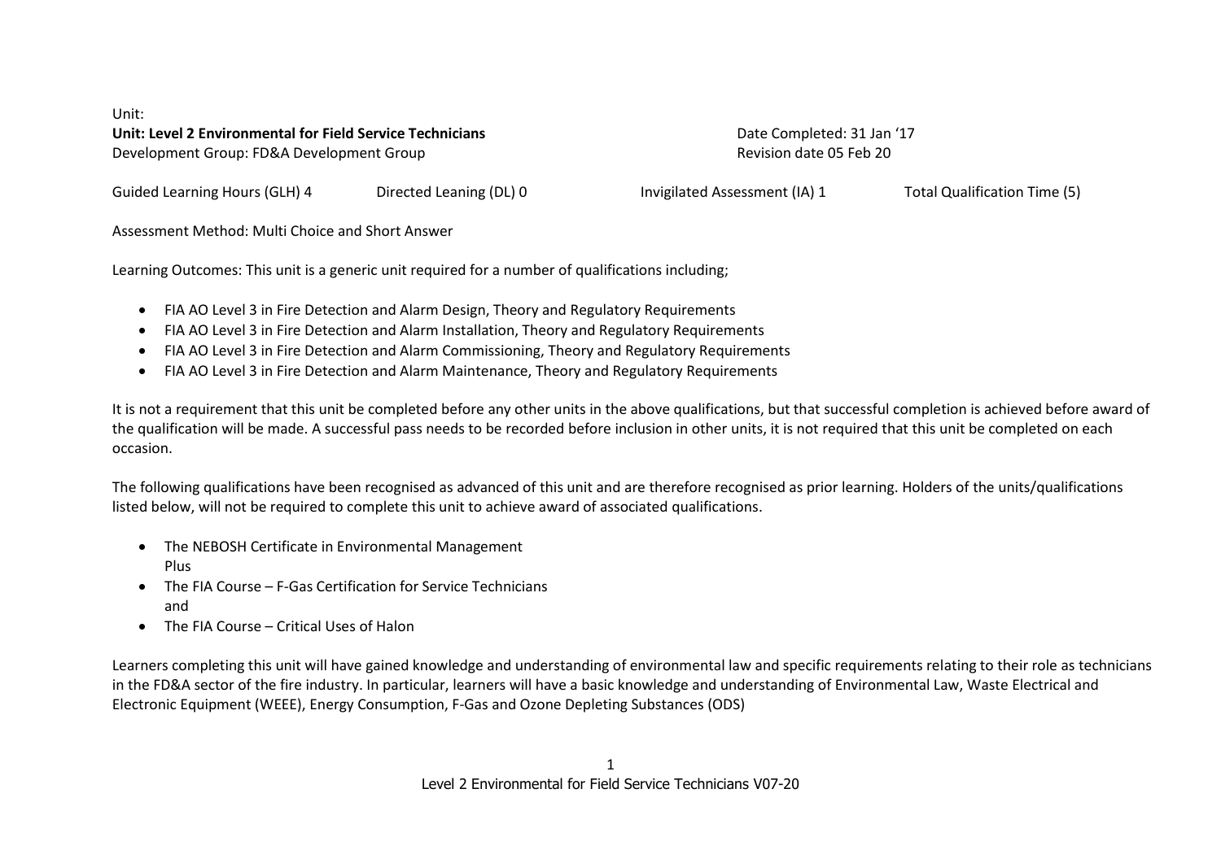Unit:

**Unit: Level 2 Environmental for Field Service Technicians**

Development Group: FD&A Development Group

Date Completed: 31 Jan '17

Revision date 05 Feb 20

Guided Learning Hours (GLH) 4 Directed Leaning (DL) 0 Invigilated Assessment (IA) 1 Total Qualification Time (5)

Assessment Method: Multi Choice and Short Answer

Learning Outcomes: This unit is a generic unit required for a number of qualifications including;

- FIA AO Level 3 in Fire Detection and Alarm Design, Theory and Regulatory Requirements
- FIA AO Level 3 in Fire Detection and Alarm Installation, Theory and Regulatory Requirements
- FIA AO Level 3 in Fire Detection and Alarm Commissioning, Theory and Regulatory Requirements
- FIA AO Level 3 in Fire Detection and Alarm Maintenance, Theory and Regulatory Requirements

It is not a requirement that this unit be completed before any other units in the above qualifications, but that successful completion is achieved before award of the qualification will be made. A successful pass needs to be recorded before inclusion in other units, it is not required that this unit be completed on each occasion.

The following qualifications have been recognised as advanced of this unit and are therefore recognised as prior learning. Holders of the units/qualifications listed below, will not be required to complete this unit to achieve award of associated qualifications.

- The NEBOSH Certificate in Environmental Management
  Plus
- The FIA Course – F-Gas Certification for Service Technicians
  and
- The FIA Course – Critical Uses of Halon

Learners completing this unit will have gained knowledge and understanding of environmental law and specific requirements relating to their role as technicians in the FD&A sector of the fire industry. In particular, learners will have a basic knowledge and understanding of Environmental Law, Waste Electrical and Electronic Equipment (WEEE), Energy Consumption, F-Gas and Ozone Depleting Substances (ODS)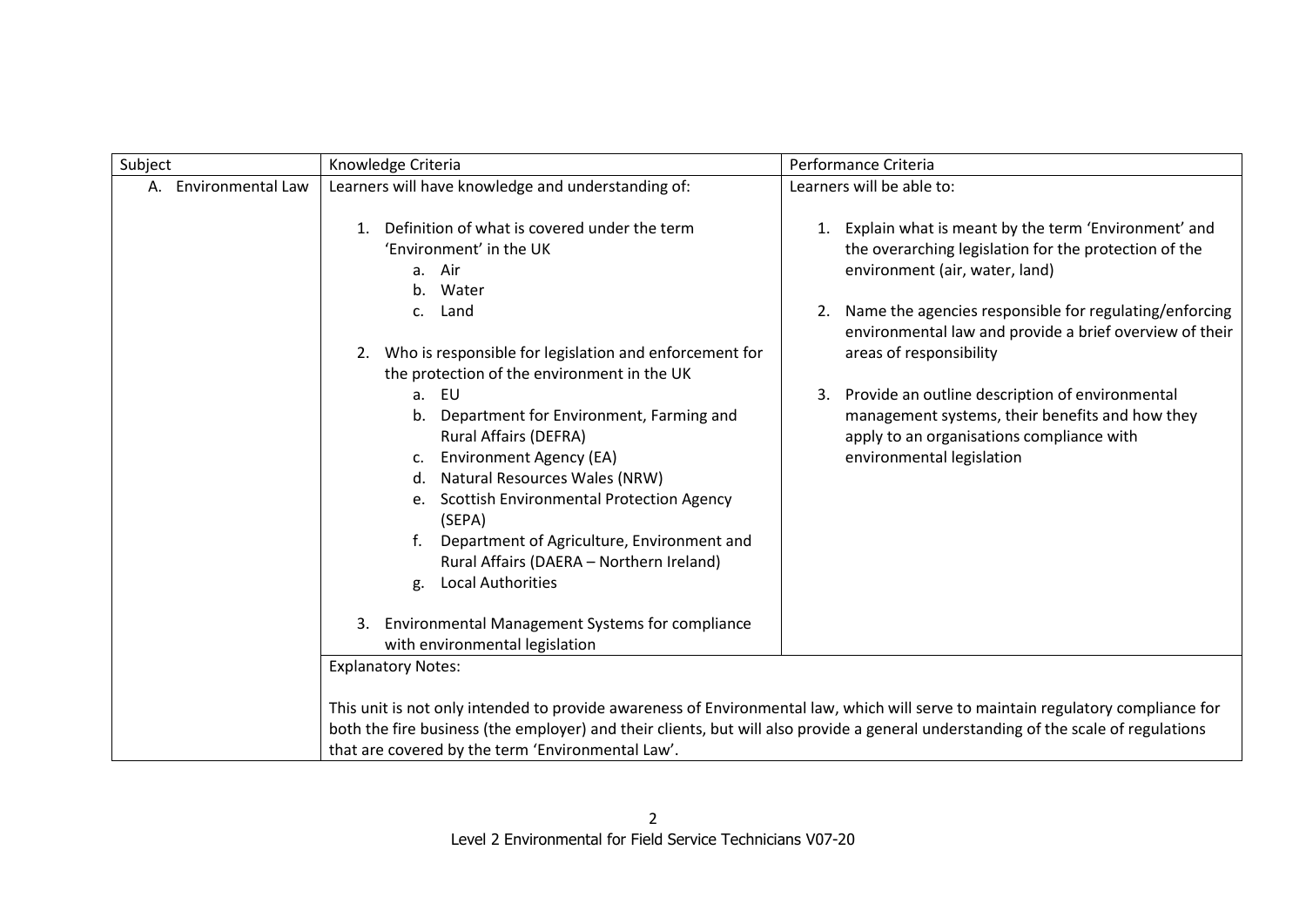| Subject | Knowledge Criteria | Performance Criteria |
|---|---|---|
| A. Environmental Law | Learners will have knowledge and understanding of:<br><br>1. Definition of what is covered under the term 'Environment' in the UK<br>&nbsp;&nbsp;&nbsp;a. Air<br>&nbsp;&nbsp;&nbsp;b. Water<br>&nbsp;&nbsp;&nbsp;c. Land<br><br>2. Who is responsible for legislation and enforcement for the protection of the environment in the UK<br>&nbsp;&nbsp;&nbsp;a. EU<br>&nbsp;&nbsp;&nbsp;b. Department for Environment, Farming and Rural Affairs (DEFRA)<br>&nbsp;&nbsp;&nbsp;c. Environment Agency (EA)<br>&nbsp;&nbsp;&nbsp;d. Natural Resources Wales (NRW)<br>&nbsp;&nbsp;&nbsp;e. Scottish Environmental Protection Agency (SEPA)<br>&nbsp;&nbsp;&nbsp;f. Department of Agriculture, Environment and Rural Affairs (DAERA – Northern Ireland)<br>&nbsp;&nbsp;&nbsp;g. Local Authorities<br><br>3. Environmental Management Systems for compliance with environmental legislation | Learners will be able to:<br><br>1. Explain what is meant by the term 'Environment' and the overarching legislation for the protection of the environment (air, water, land)<br><br>2. Name the agencies responsible for regulating/enforcing environmental law and provide a brief overview of their areas of responsibility<br><br>3. Provide an outline description of environmental management systems, their benefits and how they apply to an organisations compliance with environmental legislation |
| | Explanatory Notes:<br><br>This unit is not only intended to provide awareness of Environmental law, which will serve to maintain regulatory compliance for both the fire business (the employer) and their clients, but will also provide a general understanding of the scale of regulations that are covered by the term 'Environmental Law'. | |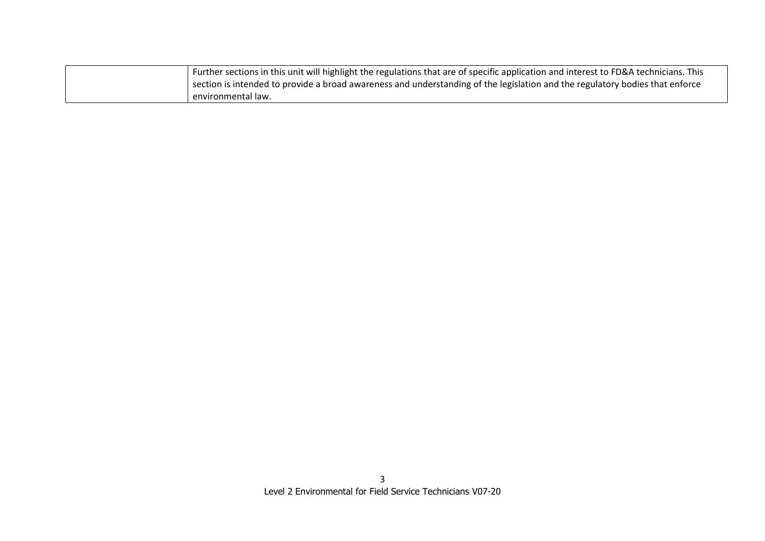| | |
|---|---|
| | Further sections in this unit will highlight the regulations that are of specific application and interest to FD&A technicians. This section is intended to provide a broad awareness and understanding of the legislation and the regulatory bodies that enforce environmental law. |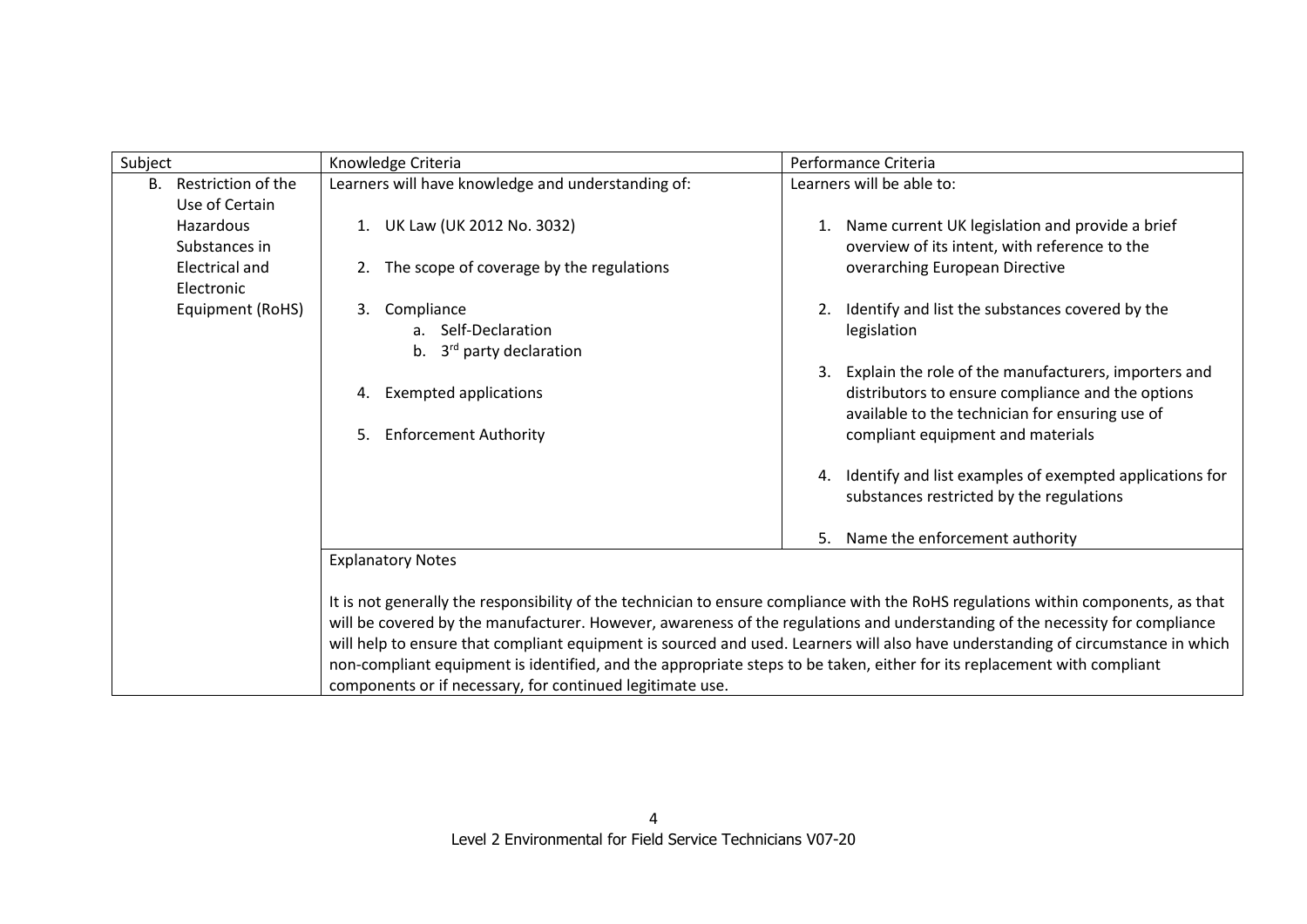| Subject | Knowledge Criteria | Performance Criteria |
|---|---|---|
| B. Restriction of the Use of Certain Hazardous Substances in Electrical and Electronic Equipment (RoHS) | Learners will have knowledge and understanding of:<br><br>1. UK Law (UK 2012 No. 3032)<br><br>2. The scope of coverage by the regulations<br><br>3. Compliance<br>&nbsp;&nbsp;&nbsp;a. Self-Declaration<br>&nbsp;&nbsp;&nbsp;b. 3rd party declaration<br><br>4. Exempted applications<br><br>5. Enforcement Authority | Learners will be able to:<br><br>1. Name current UK legislation and provide a brief overview of its intent, with reference to the overarching European Directive<br><br>2. Identify and list the substances covered by the legislation<br><br>3. Explain the role of the manufacturers, importers and distributors to ensure compliance and the options available to the technician for ensuring use of compliant equipment and materials<br><br>4. Identify and list examples of exempted applications for substances restricted by the regulations<br><br>5. Name the enforcement authority |
| | Explanatory Notes<br><br>It is not generally the responsibility of the technician to ensure compliance with the RoHS regulations within components, as that will be covered by the manufacturer. However, awareness of the regulations and understanding of the necessity for compliance will help to ensure that compliant equipment is sourced and used. Learners will also have understanding of circumstance in which non-compliant equipment is identified, and the appropriate steps to be taken, either for its replacement with compliant components or if necessary, for continued legitimate use. | |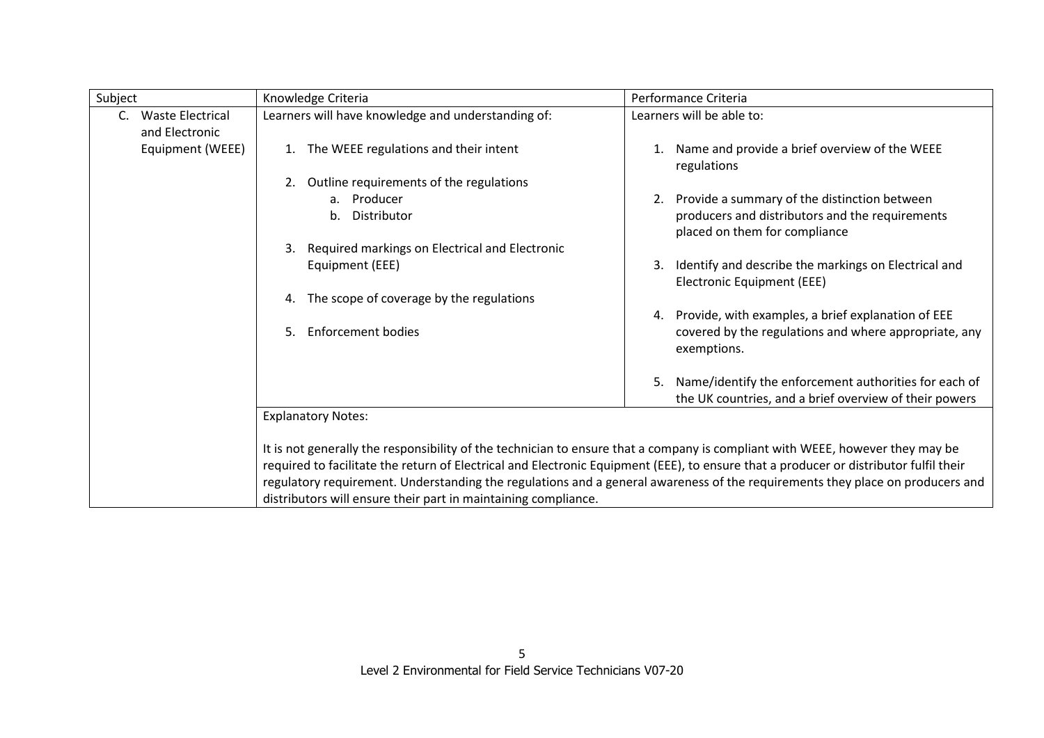| Subject | Knowledge Criteria | Performance Criteria |
| --- | --- | --- |
| C. Waste Electrical and Electronic Equipment (WEEE) | Learners will have knowledge and understanding of:<br><br>1. The WEEE regulations and their intent<br><br>2. Outline requirements of the regulations<br>a. Producer<br>b. Distributor<br><br>3. Required markings on Electrical and Electronic Equipment (EEE)<br><br>4. The scope of coverage by the regulations<br><br>5. Enforcement bodies | Learners will be able to:<br><br>1. Name and provide a brief overview of the WEEE regulations<br><br>2. Provide a summary of the distinction between producers and distributors and the requirements placed on them for compliance<br><br>3. Identify and describe the markings on Electrical and Electronic Equipment (EEE)<br><br>4. Provide, with examples, a brief explanation of EEE covered by the regulations and where appropriate, any exemptions.<br><br>5. Name/identify the enforcement authorities for each of the UK countries, and a brief overview of their powers |
| | Explanatory Notes:<br><br>It is not generally the responsibility of the technician to ensure that a company is compliant with WEEE, however they may be required to facilitate the return of Electrical and Electronic Equipment (EEE), to ensure that a producer or distributor fulfil their regulatory requirement. Understanding the regulations and a general awareness of the requirements they place on producers and distributors will ensure their part in maintaining compliance. | |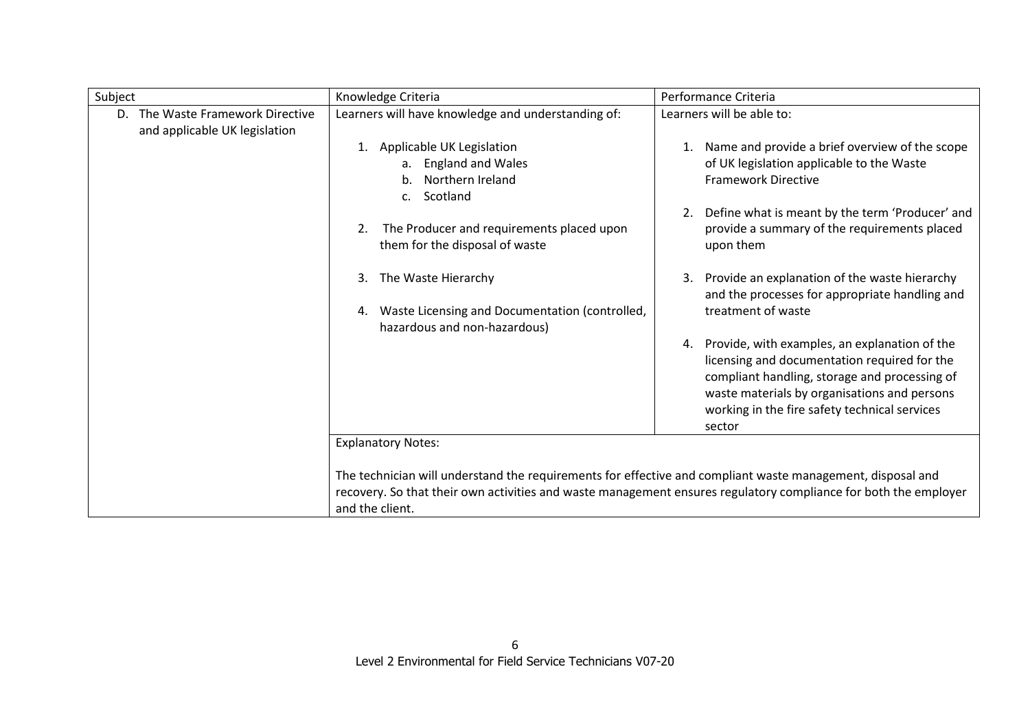| Subject | Knowledge Criteria | Performance Criteria |
|---|---|---|
| D. The Waste Framework Directive and applicable UK legislation | Learners will have knowledge and understanding of:<br><br>1. Applicable UK Legislation<br>a. England and Wales<br>b. Northern Ireland<br>c. Scotland<br><br>2. The Producer and requirements placed upon them for the disposal of waste<br><br>3. The Waste Hierarchy<br><br>4. Waste Licensing and Documentation (controlled, hazardous and non-hazardous) | Learners will be able to:<br><br>1. Name and provide a brief overview of the scope of UK legislation applicable to the Waste Framework Directive<br><br>2. Define what is meant by the term 'Producer' and provide a summary of the requirements placed upon them<br><br>3. Provide an explanation of the waste hierarchy and the processes for appropriate handling and treatment of waste<br><br>4. Provide, with examples, an explanation of the licensing and documentation required for the compliant handling, storage and processing of waste materials by organisations and persons working in the fire safety technical services sector |
| | Explanatory Notes:<br><br>The technician will understand the requirements for effective and compliant waste management, disposal and recovery. So that their own activities and waste management ensures regulatory compliance for both the employer and the client. | |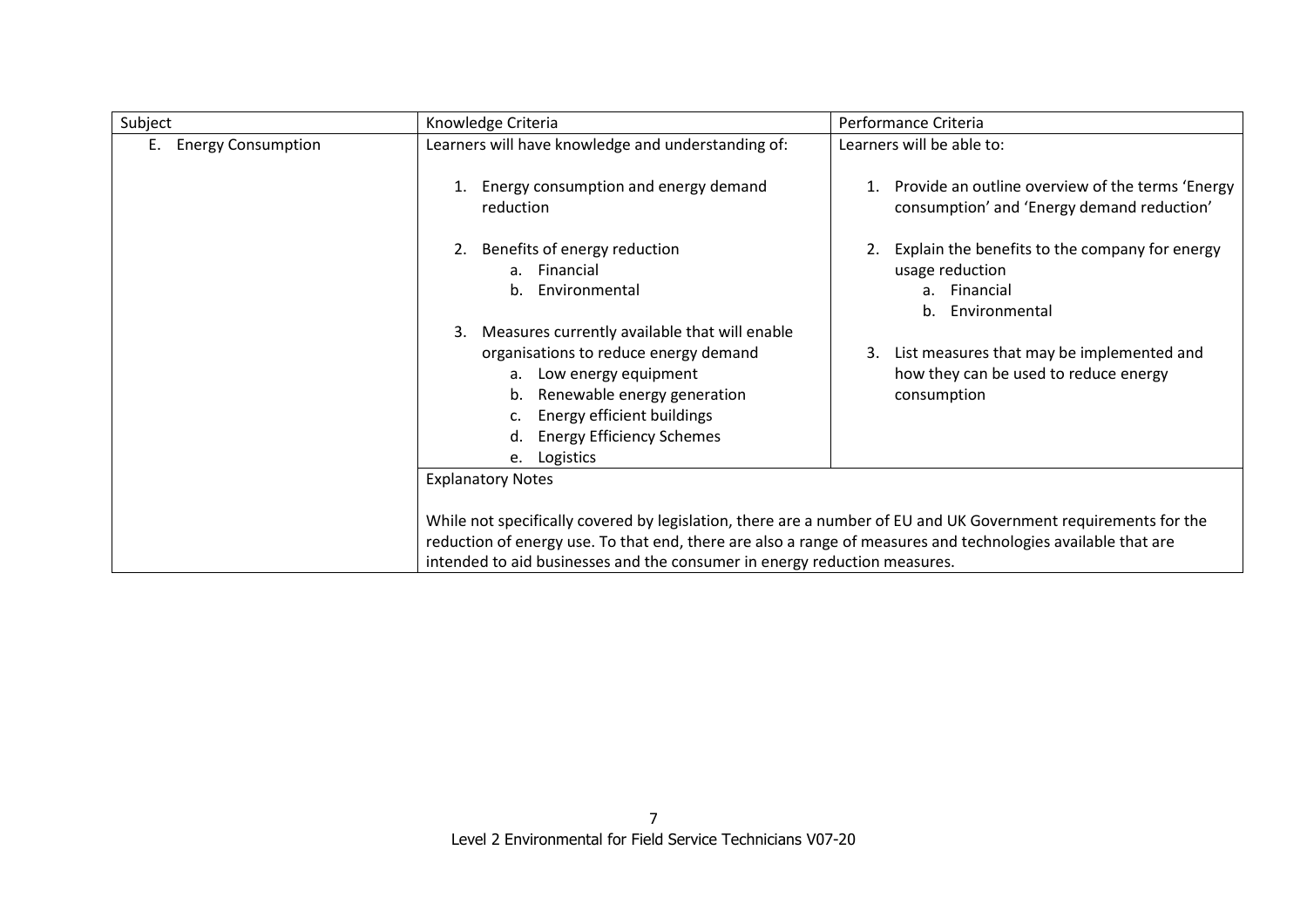| Subject | Knowledge Criteria | Performance Criteria |
|---|---|---|
| E. Energy Consumption | Learners will have knowledge and understanding of:<br><br>1. Energy consumption and energy demand reduction<br><br>2. Benefits of energy reduction<br>a. Financial<br>b. Environmental<br><br>3. Measures currently available that will enable organisations to reduce energy demand<br>a. Low energy equipment<br>b. Renewable energy generation<br>c. Energy efficient buildings<br>d. Energy Efficiency Schemes<br>e. Logistics | Learners will be able to:<br><br>1. Provide an outline overview of the terms 'Energy consumption' and 'Energy demand reduction'<br><br>2. Explain the benefits to the company for energy usage reduction<br>a. Financial<br>b. Environmental<br><br>3. List measures that may be implemented and how they can be used to reduce energy consumption |
| | Explanatory Notes<br><br>While not specifically covered by legislation, there are a number of EU and UK Government requirements for the reduction of energy use. To that end, there are also a range of measures and technologies available that are intended to aid businesses and the consumer in energy reduction measures. | |

Level 2 Environmental for Field Service Technicians V07-20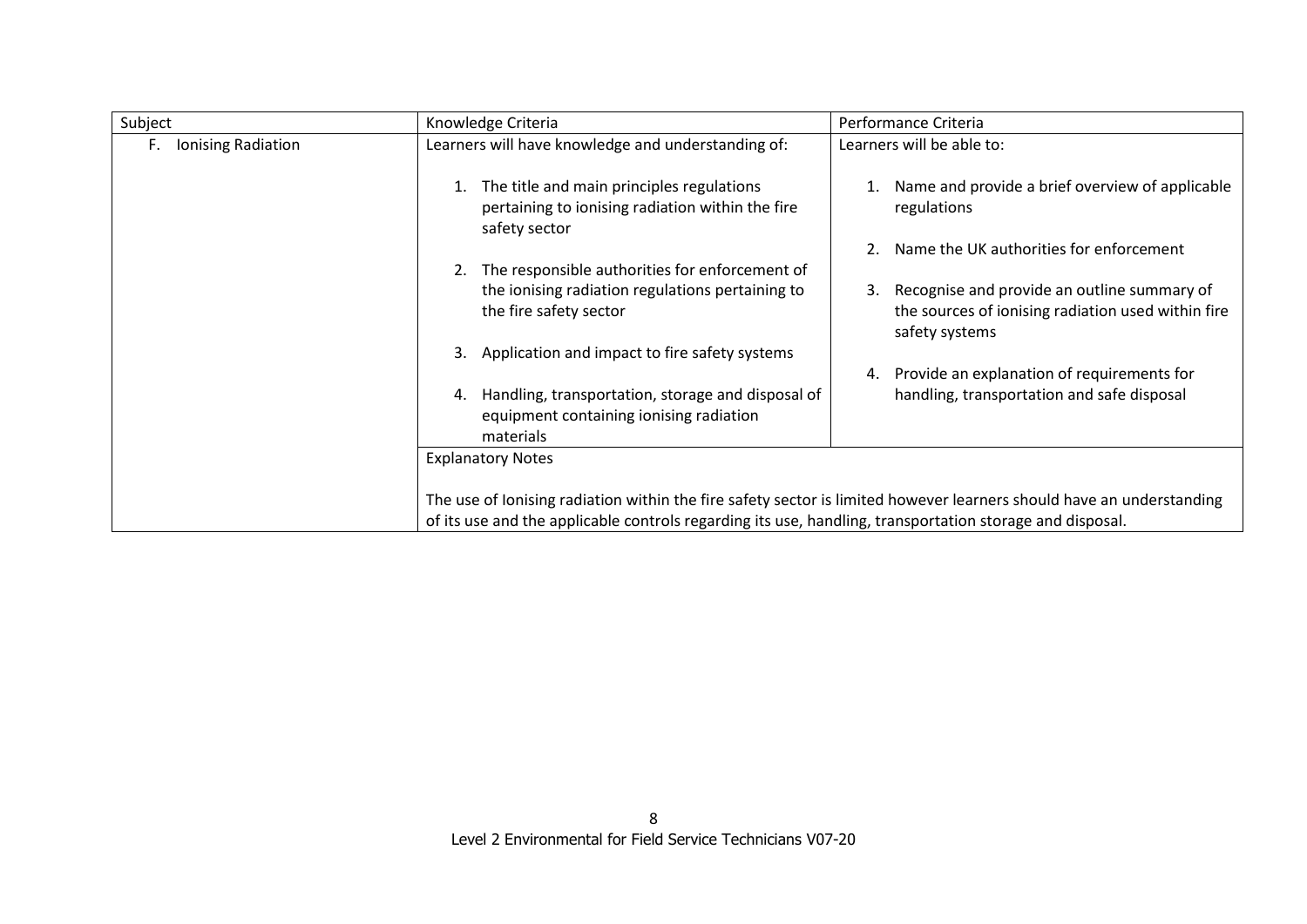| Subject | Knowledge Criteria | Performance Criteria |
|---|---|---|
| F. Ionising Radiation | Learners will have knowledge and understanding of:<br><br>1. The title and main principles regulations pertaining to ionising radiation within the fire safety sector<br><br>2. The responsible authorities for enforcement of the ionising radiation regulations pertaining to the fire safety sector<br><br>3. Application and impact to fire safety systems<br><br>4. Handling, transportation, storage and disposal of equipment containing ionising radiation materials | Learners will be able to:<br><br>1. Name and provide a brief overview of applicable regulations<br><br>2. Name the UK authorities for enforcement<br><br>3. Recognise and provide an outline summary of the sources of ionising radiation used within fire safety systems<br><br>4. Provide an explanation of requirements for handling, transportation and safe disposal |
| | Explanatory Notes<br><br>The use of Ionising radiation within the fire safety sector is limited however learners should have an understanding of its use and the applicable controls regarding its use, handling, transportation storage and disposal. | |

Level 2 Environmental for Field Service Technicians V07-20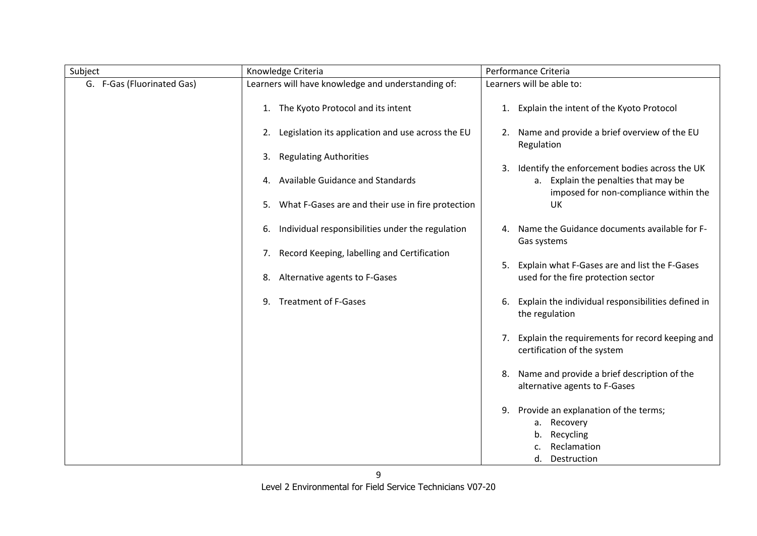| Subject | Knowledge Criteria | Performance Criteria |
|---|---|---|
| G. F-Gas (Fluorinated Gas) | Learners will have knowledge and understanding of:<br><br>1. The Kyoto Protocol and its intent<br>2. Legislation its application and use across the EU<br>3. Regulating Authorities<br>4. Available Guidance and Standards<br>5. What F-Gases are and their use in fire protection<br>6. Individual responsibilities under the regulation<br>7. Record Keeping, labelling and Certification<br>8. Alternative agents to F-Gases<br>9. Treatment of F-Gases | Learners will be able to:<br><br>1. Explain the intent of the Kyoto Protocol<br>2. Name and provide a brief overview of the EU Regulation<br>3. Identify the enforcement bodies across the UK<br>&nbsp;&nbsp;&nbsp;a. Explain the penalties that may be imposed for non-compliance within the UK<br>4. Name the Guidance documents available for F-Gas systems<br>5. Explain what F-Gases are and list the F-Gases used for the fire protection sector<br>6. Explain the individual responsibilities defined in the regulation<br>7. Explain the requirements for record keeping and certification of the system<br>8. Name and provide a brief description of the alternative agents to F-Gases<br>9. Provide an explanation of the terms;<br>&nbsp;&nbsp;&nbsp;a. Recovery<br>&nbsp;&nbsp;&nbsp;b. Recycling<br>&nbsp;&nbsp;&nbsp;c. Reclamation<br>&nbsp;&nbsp;&nbsp;d. Destruction |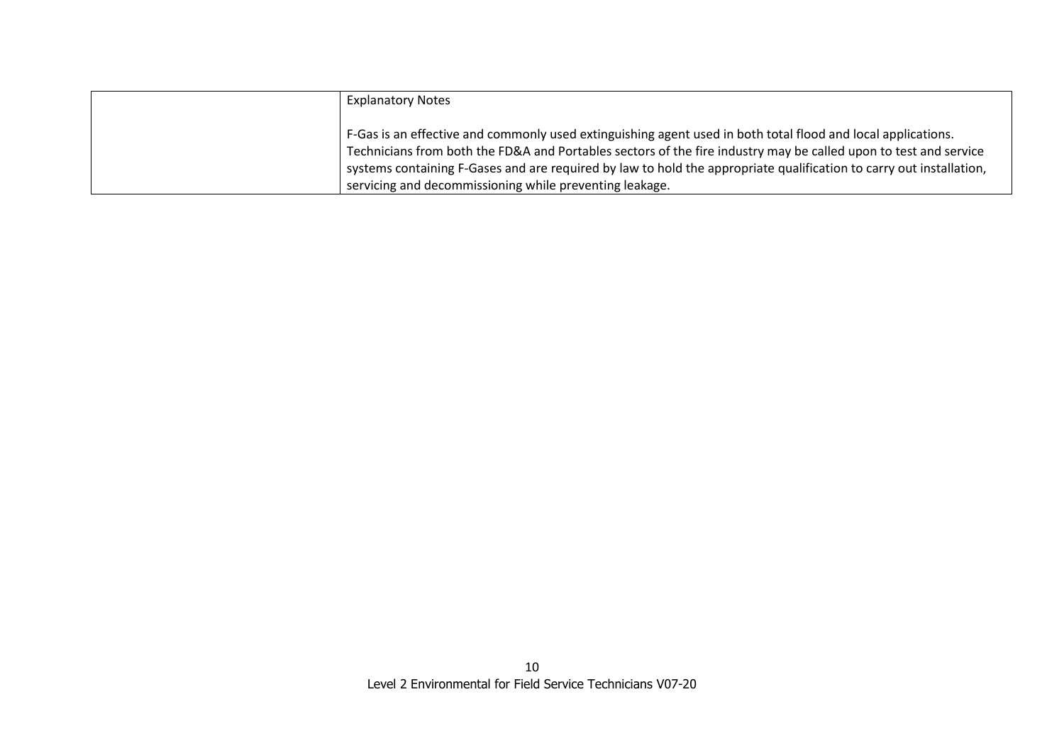|  | Explanatory Notes<br><br>F-Gas is an effective and commonly used extinguishing agent used in both total flood and local applications. Technicians from both the FD&A and Portables sectors of the fire industry may be called upon to test and service systems containing F-Gases and are required by law to hold the appropriate qualification to carry out installation, servicing and decommissioning while preventing leakage. |
|---|---|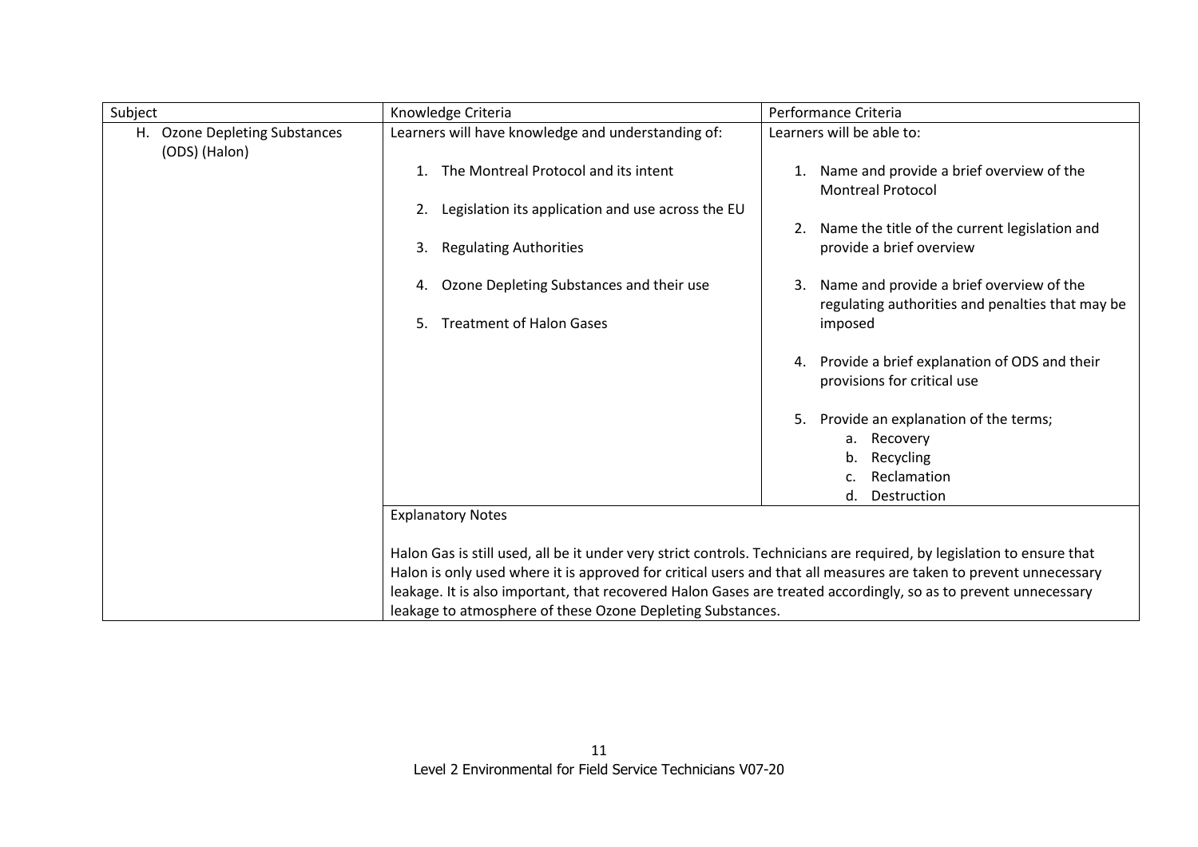| Subject | Knowledge Criteria | Performance Criteria |
|---|---|---|
| H. Ozone Depleting Substances (ODS) (Halon) | Learners will have knowledge and understanding of:<br><br>1. The Montreal Protocol and its intent<br><br>2. Legislation its application and use across the EU<br><br>3. Regulating Authorities<br><br>4. Ozone Depleting Substances and their use<br><br>5. Treatment of Halon Gases | Learners will be able to:<br><br>1. Name and provide a brief overview of the Montreal Protocol<br><br>2. Name the title of the current legislation and provide a brief overview<br><br>3. Name and provide a brief overview of the regulating authorities and penalties that may be imposed<br><br>4. Provide a brief explanation of ODS and their provisions for critical use<br><br>5. Provide an explanation of the terms;<br>a. Recovery<br>b. Recycling<br>c. Reclamation<br>d. Destruction |
| | Explanatory Notes<br><br>Halon Gas is still used, all be it under very strict controls. Technicians are required, by legislation to ensure that Halon is only used where it is approved for critical users and that all measures are taken to prevent unnecessary leakage. It is also important, that recovered Halon Gases are treated accordingly, so as to prevent unnecessary leakage to atmosphere of these Ozone Depleting Substances. | |

Level 2 Environmental for Field Service Technicians V07-20